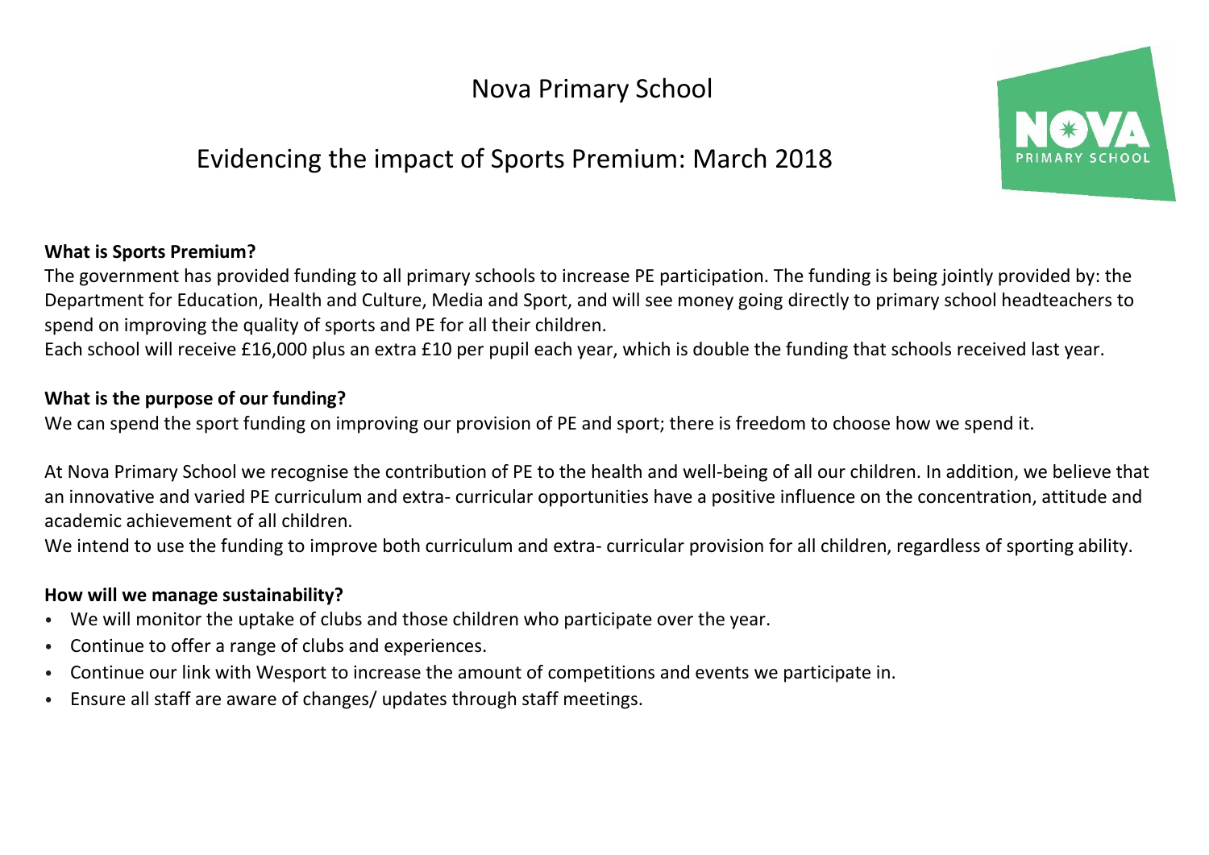# Nova Primary School

## Evidencing the impact of Sports Premium: March 2018

**What is Sports Premium?**

The government has provided funding to all primary schools to increase PE participation. The funding is being jointly provided by: the Department for Education, Health and Culture, Media and Sport, and will see money going directly to primary school headteachers to spend on improving the quality of sports and PE for all their children.

Each school will receive £16,000 plus an extra £10 per pupil each year, which is double the funding that schools received last year.

**What is the purpose of our funding?**

We can spend the sport funding on improving our provision of PE and sport; there is freedom to choose how we spend it.

At Nova Primary School we recognise the contribution of PE to the health and well-being of all our children. In addition, we believe that an innovative and varied PE curriculum and extra- curricular opportunities have a positive influence on the concentration, attitude and academic achievement of all children.

We intend to use the funding to improve both curriculum and extra- curricular provision for all children, regardless of sporting ability.

**How will we manage sustainability?**

- We will monitor the uptake of clubs and those children who participate over the year.
- Continue to offer a range of clubs and experiences.
- Continue our link with Wesport to increase the amount of competitions and events we participate in.
- Ensure all staff are aware of changes/ updates through staff meetings.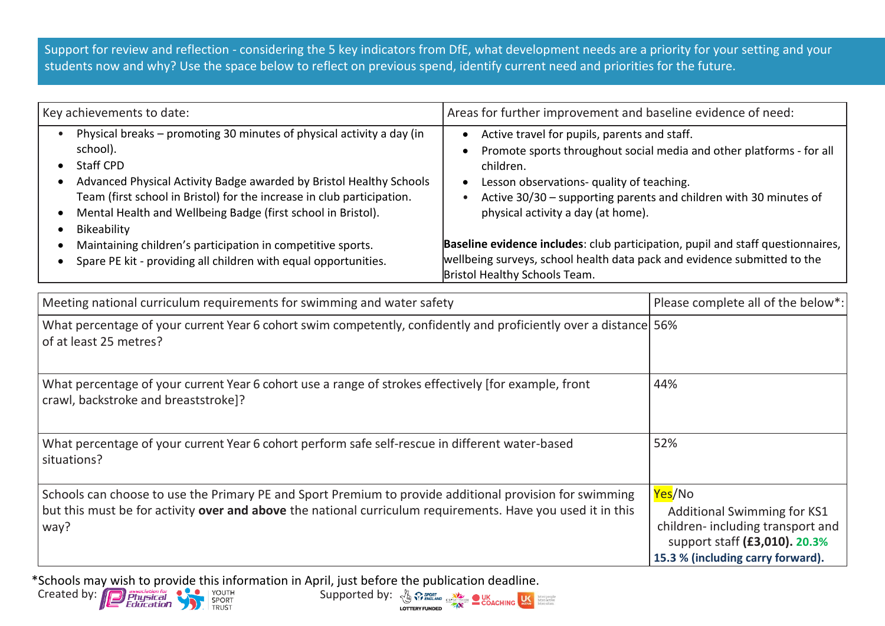Support for review and reflection - considering the 5 key indicators from DfE, what development needs are a priority for your setting and your students now and why? Use the space below to reflect on previous spend, identify current need and priorities for the future.

| Key achievements to date: | Areas for further improvement and baseline evidence of need: |
|---|---|
| • Physical breaks – promoting 30 minutes of physical activity a day (in school).<br>• Staff CPD<br>• Advanced Physical Activity Badge awarded by Bristol Healthy Schools Team (first school in Bristol) for the increase in club participation.<br>• Mental Health and Wellbeing Badge (first school in Bristol).<br>• Bikeability<br>• Maintaining children's participation in competitive sports.<br>• Spare PE kit - providing all children with equal opportunities. | • Active travel for pupils, parents and staff.<br>• Promote sports throughout social media and other platforms - for all children.<br>• Lesson observations- quality of teaching.<br>• Active 30/30 – supporting parents and children with 30 minutes of physical activity a day (at home).<br><br>**Baseline evidence includes**: club participation, pupil and staff questionnaires, wellbeing surveys, school health data pack and evidence submitted to the Bristol Healthy Schools Team. |

| Meeting national curriculum requirements for swimming and water safety | Please complete all of the below*: |
|---|---|
| What percentage of your current Year 6 cohort swim competently, confidently and proficiently over a distance of at least 25 metres? | 56% |
| What percentage of your current Year 6 cohort use a range of strokes effectively [for example, front crawl, backstroke and breaststroke]? | 44% |
| What percentage of your current Year 6 cohort perform safe self-rescue in different water-based situations? | 52% |
| Schools can choose to use the Primary PE and Sport Premium to provide additional provision for swimming but this must be for activity **over and above** the national curriculum requirements. Have you used it in this way? | Yes/No<br>Additional Swimming for KS1 children- including transport and support staff **(£3,010). 20.3%**<br>**15.3 % (including carry forward).** |

*Schools may wish to provide this information in April, just before the publication deadline.

Created by: Association for Physical Education, Youth Sport Trust    Supported by: Sport England, CSPN, UK Coaching, UK Active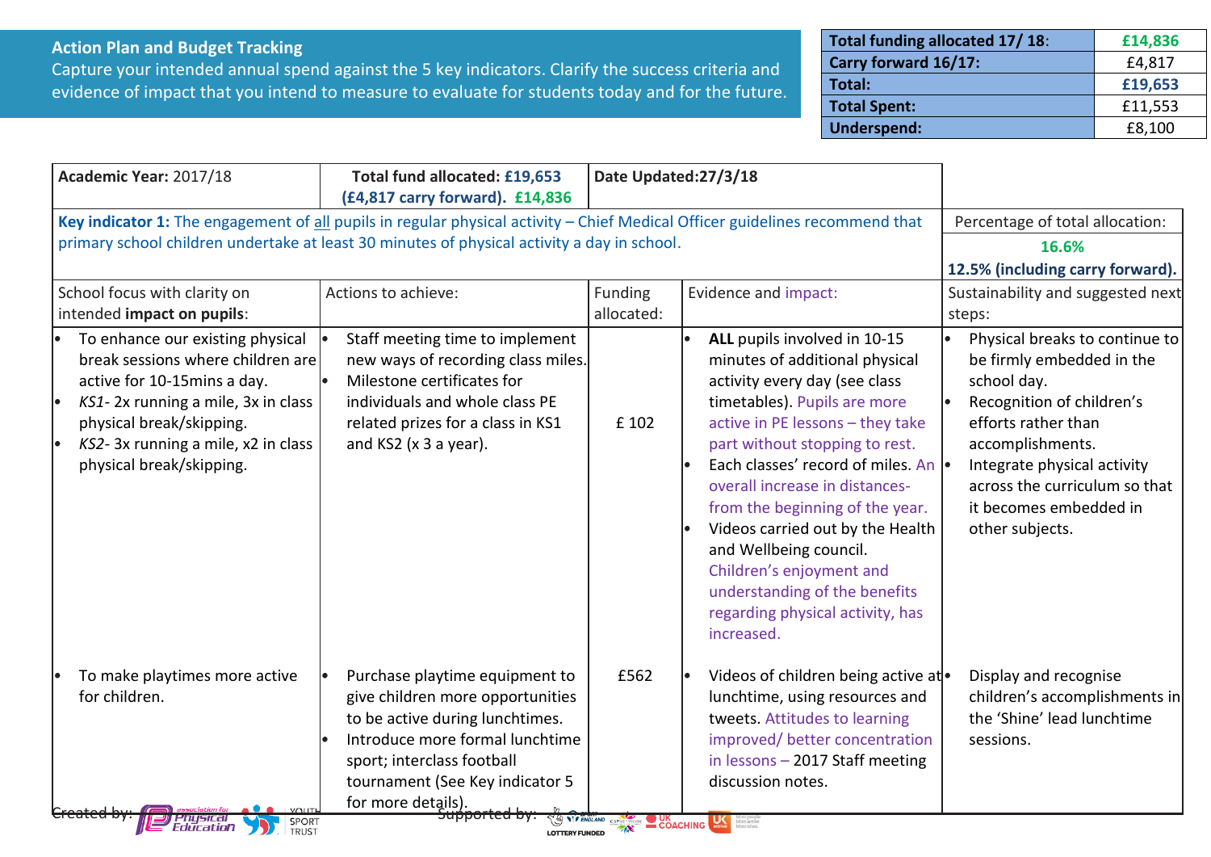**Action Plan and Budget Tracking**
Capture your intended annual spend against the 5 key indicators. Clarify the success criteria and evidence of impact that you intend to measure to evaluate for students today and for the future.

| | |
|---|---|
| **Total funding allocated 17/ 18**: | **£14,836** |
| **Carry forward 16/17:** | £4,817 |
| **Total:** | **£19,653** |
| **Total Spent:** | £11,553 |
| **Underspend:** | £8,100 |

| **Academic Year:** 2017/18 | **Total fund allocated: £19,653 (£4,817 carry forward). £14,836** | **Date Updated:27/3/18** | | |
|---|---|---|---|---|
| **Key indicator 1:** The engagement of all pupils in regular physical activity – Chief Medical Officer guidelines recommend that primary school children undertake at least 30 minutes of physical activity a day in school. | | | | Percentage of total allocation: **16.6%** **12.5% (including carry forward).** |
| School focus with clarity on intended **impact on pupils**: | Actions to achieve: | Funding allocated: | Evidence and impact: | Sustainability and suggested next steps: |
| • To enhance our existing physical break sessions where children are active for 10-15mins a day.<br>• *KS1*- 2x running a mile, 3x in class physical break/skipping.<br>• *KS2*- 3x running a mile, x2 in class physical break/skipping. | • Staff meeting time to implement new ways of recording class miles.<br>• Milestone certificates for individuals and whole class PE related prizes for a class in KS1 and KS2 (x 3 a year). | £ 102 | • **ALL** pupils involved in 10-15 minutes of additional physical activity every day (see class timetables). Pupils are more active in PE lessons – they take part without stopping to rest.<br>• Each classes' record of miles. An overall increase in distances- from the beginning of the year.<br>• Videos carried out by the Health and Wellbeing council. Children's enjoyment and understanding of the benefits regarding physical activity, has increased. | • Physical breaks to continue to be firmly embedded in the school day.<br>• Recognition of children's efforts rather than accomplishments.<br>• Integrate physical activity across the curriculum so that it becomes embedded in other subjects. |
| • To make playtimes more active for children. | • Purchase playtime equipment to give children more opportunities to be active during lunchtimes.<br>• Introduce more formal lunchtime sport; interclass football tournament (See Key indicator 5 for more details). | £562 | • Videos of children being active at lunchtime, using resources and tweets. Attitudes to learning improved/ better concentration in lessons – 2017 Staff meeting discussion notes. | • Display and recognise children's accomplishments in the 'Shine' lead lunchtime sessions. |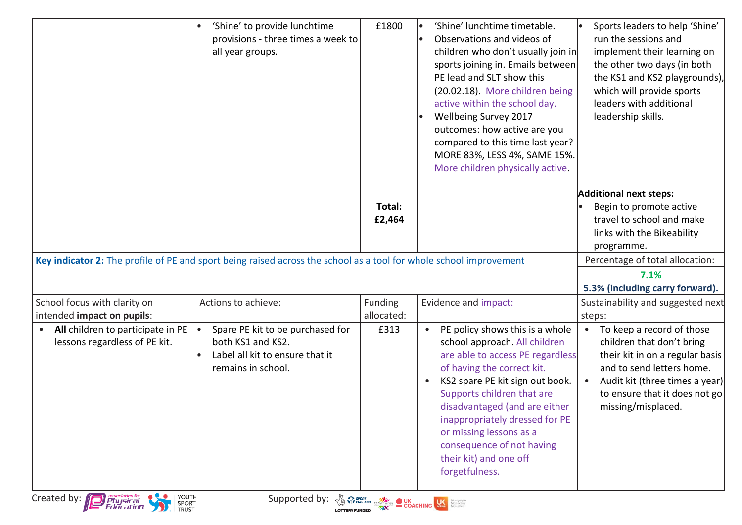| | | | | |
|---|---|---|---|---|
| | • 'Shine' to provide lunchtime provisions - three times a week to all year groups. | £1800<br><br>**Total: £2,464** | • 'Shine' lunchtime timetable.<br>• Observations and videos of children who don't usually join in sports joining in. Emails between PE lead and SLT show this (20.02.18). More children being active within the school day.<br>• Wellbeing Survey 2017 outcomes: how active are you compared to this time last year? MORE 83%, LESS 4%, SAME 15%. More children physically active. | • Sports leaders to help 'Shine' run the sessions and implement their learning on the other two days (in both the KS1 and KS2 playgrounds), which will provide sports leaders with additional leadership skills.<br><br>**Additional next steps:**<br>• Begin to promote active travel to school and make links with the Bikeability programme. |

| **Key indicator 2:** The profile of PE and sport being raised across the school as a tool for whole school improvement | | | | Percentage of total allocation:<br>**7.1%**<br>**5.3% (including carry forward).** |
|---|---|---|---|---|
| School focus with clarity on intended **impact on pupils**: | Actions to achieve: | Funding allocated: | Evidence and impact: | Sustainability and suggested next steps: |
| • **All** children to participate in PE lessons regardless of PE kit. | • Spare PE kit to be purchased for both KS1 and KS2.<br>• Label all kit to ensure that it remains in school. | £313 | • PE policy shows this is a whole school approach. All children are able to access PE regardless of having the correct kit.<br>• KS2 spare PE kit sign out book. Supports children that are disadvantaged (and are either inappropriately dressed for PE or missing lessons as a consequence of not having their kit) and one off forgetfulness. | • To keep a record of those children that don't bring their kit in on a regular basis and to send letters home.<br>• Audit kit (three times a year) to ensure that it does not go missing/misplaced. |

Created by: Association for Physical Education, Youth Sport Trust    Supported by: Sport England, CSPN, UK Coaching, UK Active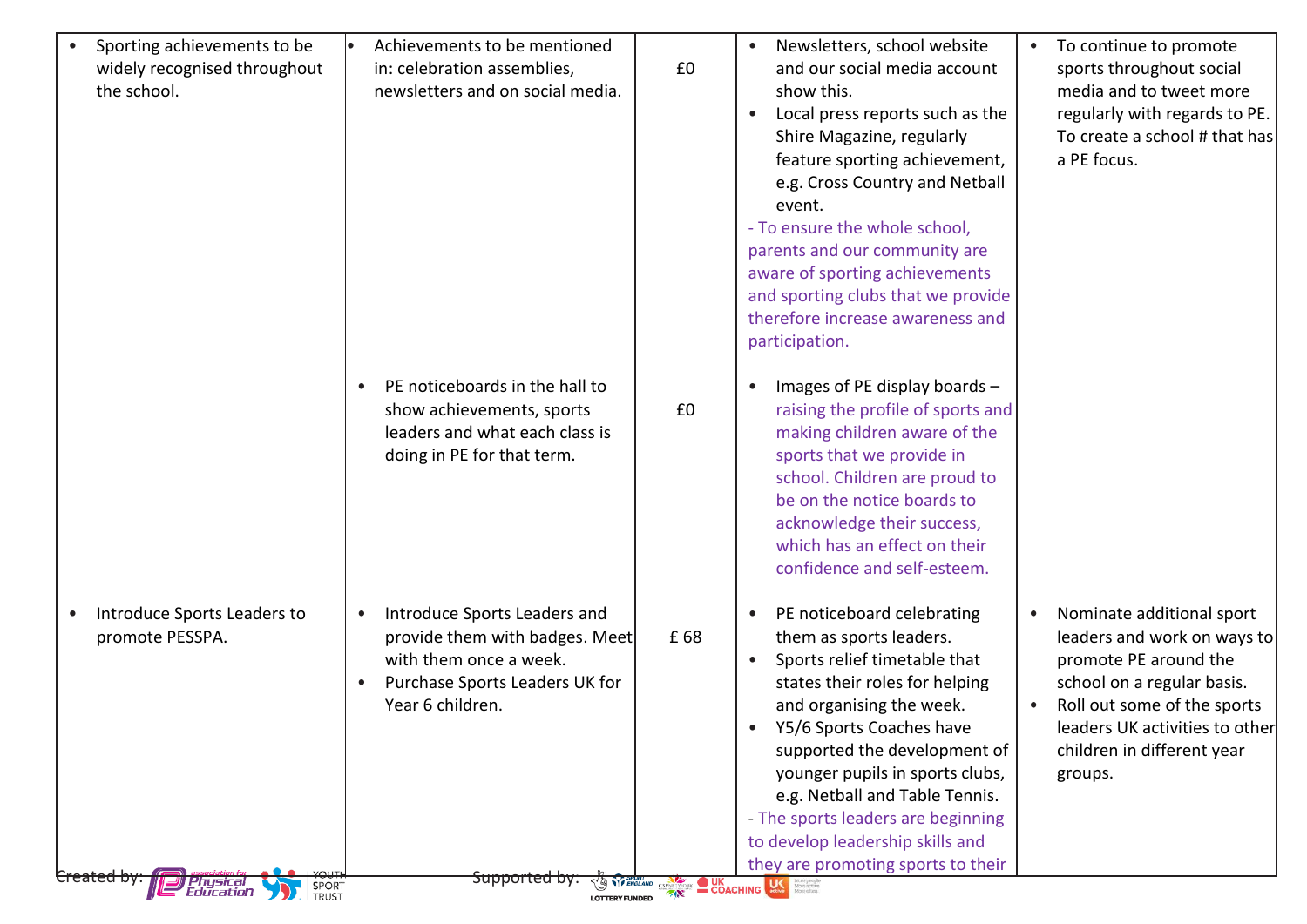| | | | | |
|---|---|---|---|---|
| • Sporting achievements to be widely recognised throughout the school. | • Achievements to be mentioned in: celebration assemblies, newsletters and on social media. | £0 | • Newsletters, school website and our social media account show this.<br>• Local press reports such as the Shire Magazine, regularly feature sporting achievement, e.g. Cross Country and Netball event.<br>- To ensure the whole school, parents and our community are aware of sporting achievements and sporting clubs that we provide therefore increase awareness and participation. | • To continue to promote sports throughout social media and to tweet more regularly with regards to PE. To create a school # that has a PE focus. |
| | • PE noticeboards in the hall to show achievements, sports leaders and what each class is doing in PE for that term. | £0 | • Images of PE display boards – raising the profile of sports and making children aware of the sports that we provide in school. Children are proud to be on the notice boards to acknowledge their success, which has an effect on their confidence and self-esteem. | |
| • Introduce Sports Leaders to promote PESSPA. | • Introduce Sports Leaders and provide them with badges. Meet with them once a week.<br>• Purchase Sports Leaders UK for Year 6 children. | £ 68 | • PE noticeboard celebrating them as sports leaders.<br>• Sports relief timetable that states their roles for helping and organising the week.<br>• Y5/6 Sports Coaches have supported the development of younger pupils in sports clubs, e.g. Netball and Table Tennis.<br>- The sports leaders are beginning to develop leadership skills and they are promoting sports to their | • Nominate additional sport leaders and work on ways to promote PE around the school on a regular basis.<br>• Roll out some of the sports leaders UK activities to other children in different year groups. |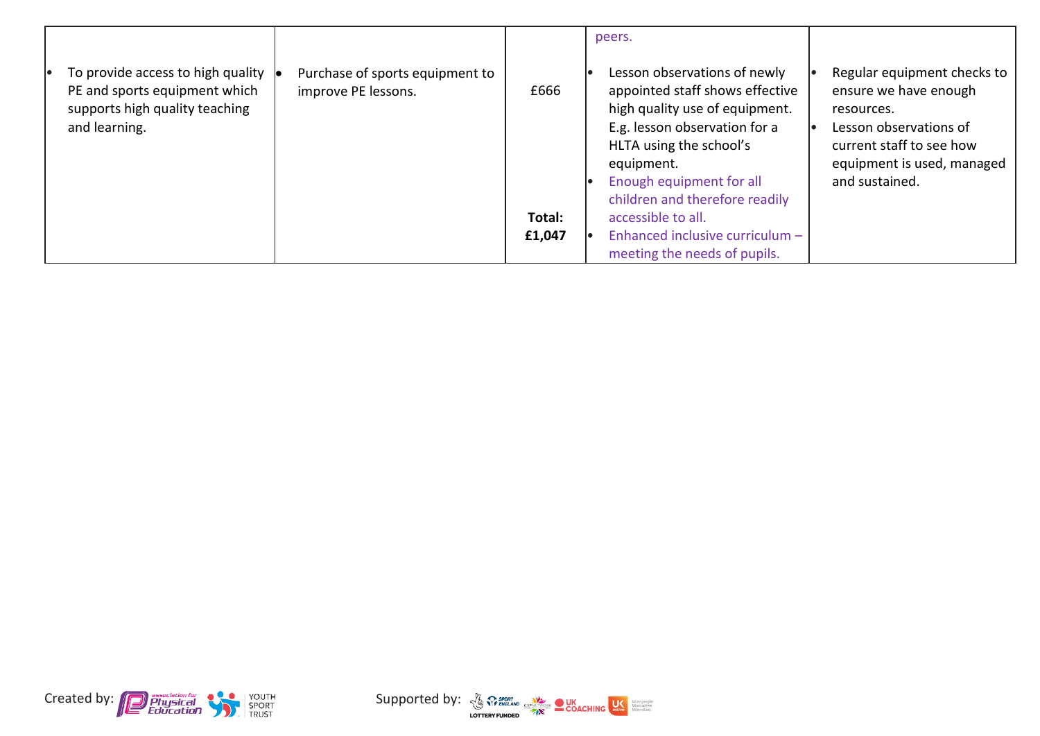| | | | | |
|---|---|---|---|---|
| | | | peers. | |
| • To provide access to high quality PE and sports equipment which supports high quality teaching and learning. | • Purchase of sports equipment to improve PE lessons. | £666<br><br>**Total: £1,047** | • Lesson observations of newly appointed staff shows effective high quality use of equipment. E.g. lesson observation for a HLTA using the school's equipment.<br>• Enough equipment for all children and therefore readily accessible to all.<br>• Enhanced inclusive curriculum – meeting the needs of pupils. | • Regular equipment checks to ensure we have enough resources.<br>• Lesson observations of current staff to see how equipment is used, managed and sustained. |

Created by: association for Physical Education, YOUTH SPORT TRUST

Supported by: SPORT ENGLAND, LOTTERY FUNDED, CSPNETWORK, UK COACHING, UK active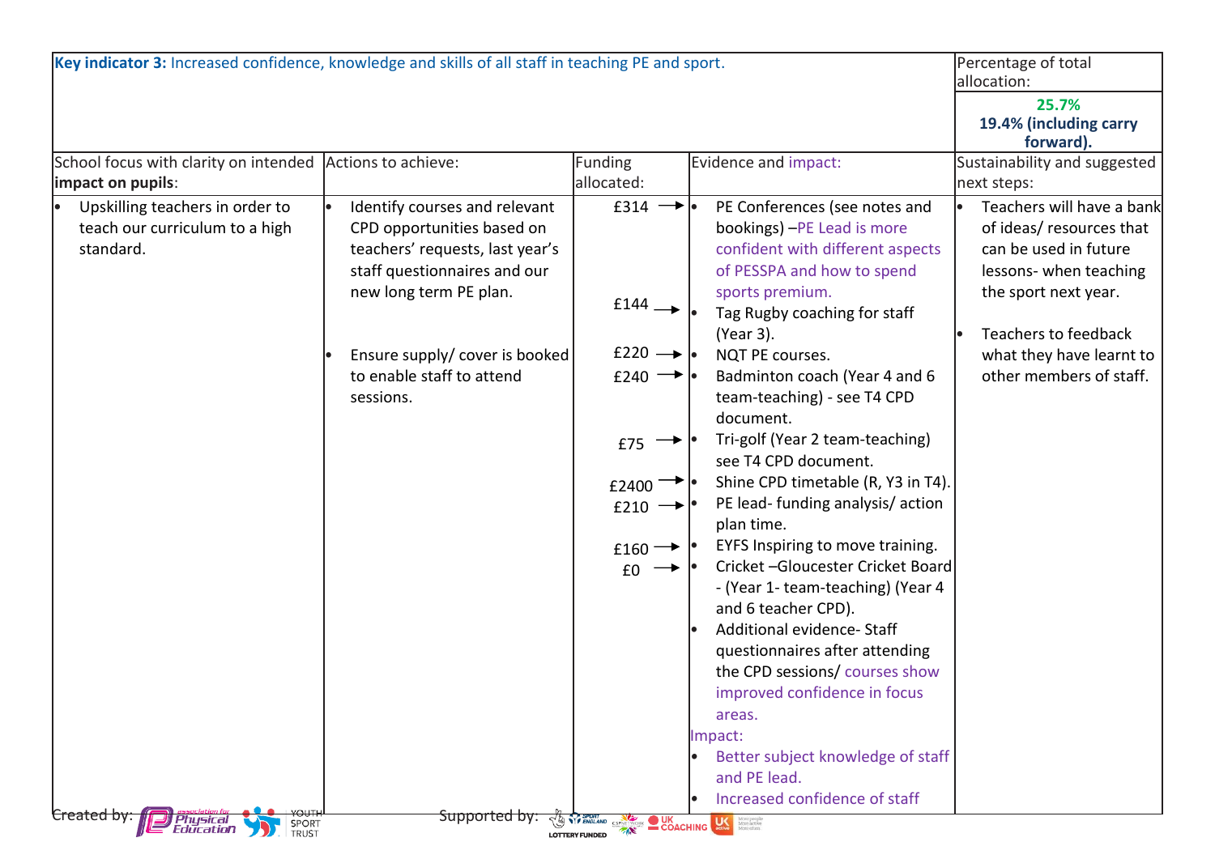| **Key indicator 3:** Increased confidence, knowledge and skills of all staff in teaching PE and sport. | | | | Percentage of total allocation: |
|---|---|---|---|---|
| | | | | **25.7%** **19.4% (including carry forward).** |
| School focus with clarity on intended **impact on pupils**: | Actions to achieve: | Funding allocated: | Evidence and impact: | Sustainability and suggested next steps: |
| • Upskilling teachers in order to teach our curriculum to a high standard. | • Identify courses and relevant CPD opportunities based on teachers' requests, last year's staff questionnaires and our new long term PE plan.<br><br>• Ensure supply/ cover is booked to enable staff to attend sessions. | £314 →<br><br>£144 →<br><br>£220 →<br>£240 →<br><br>£75 →<br><br>£2400 →<br>£210 →<br><br>£160 →<br>£0 → | • PE Conferences (see notes and bookings) –PE Lead is more confident with different aspects of PESSPA and how to spend sports premium.<br>• Tag Rugby coaching for staff (Year 3).<br>• NQT PE courses.<br>• Badminton coach (Year 4 and 6 team-teaching) - see T4 CPD document.<br>• Tri-golf (Year 2 team-teaching) see T4 CPD document.<br>• Shine CPD timetable (R, Y3 in T4).<br>• PE lead- funding analysis/ action plan time.<br>• EYFS Inspiring to move training.<br>• Cricket –Gloucester Cricket Board - (Year 1- team-teaching) (Year 4 and 6 teacher CPD).<br>• Additional evidence- Staff questionnaires after attending the CPD sessions/ courses show improved confidence in focus areas.<br>Impact:<br>• Better subject knowledge of staff and PE lead.<br>• Increased confidence of staff | • Teachers will have a bank of ideas/ resources that can be used in future lessons- when teaching the sport next year.<br><br>• Teachers to feedback what they have learnt to other members of staff. |

Created by: Association for Physical Education, Youth Sport Trust

Supported by: Sport England, Lottery Funded, CSPNetwork, UK Coaching, UK Active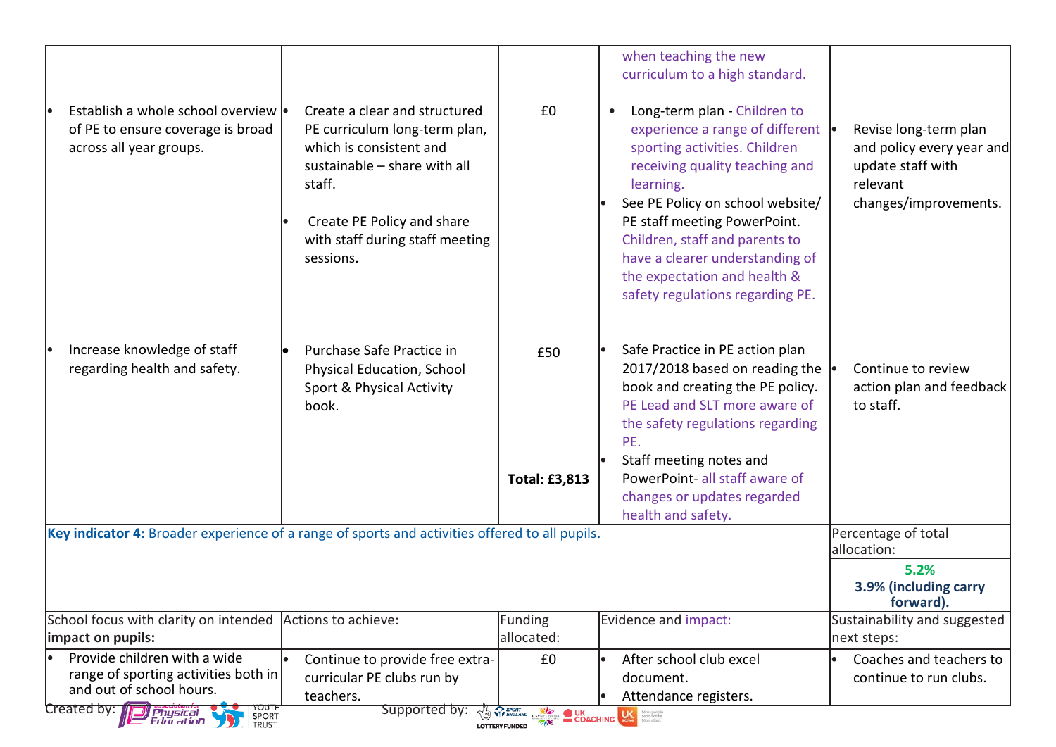| | | | | |
|---|---|---|---|---|
| | | | when teaching the new curriculum to a high standard. | |
| • Establish a whole school overview of PE to ensure coverage is broad across all year groups. | • Create a clear and structured PE curriculum long-term plan, which is consistent and sustainable – share with all staff.<br><br>• Create PE Policy and share with staff during staff meeting sessions. | £0 | • Long-term plan - Children to experience a range of different sporting activities. Children receiving quality teaching and learning.<br>• See PE Policy on school website/ PE staff meeting PowerPoint. Children, staff and parents to have a clearer understanding of the expectation and health & safety regulations regarding PE. | • Revise long-term plan and policy every year and update staff with relevant changes/improvements. |
| • Increase knowledge of staff regarding health and safety. | • Purchase Safe Practice in Physical Education, School Sport & Physical Activity book. | £50<br><br>**Total: £3,813** | • Safe Practice in PE action plan 2017/2018 based on reading the book and creating the PE policy. PE Lead and SLT more aware of the safety regulations regarding PE.<br>• Staff meeting notes and PowerPoint- all staff aware of changes or updates regarded health and safety. | • Continue to review action plan and feedback to staff. |

| | | | | |
|---|---|---|---|---|
| **Key indicator 4:** Broader experience of a range of sports and activities offered to all pupils. | | | | Percentage of total allocation:<br>**5.2%**<br>**3.9% (including carry forward).** |
| School focus with clarity on intended **impact on pupils:** | Actions to achieve: | Funding allocated: | Evidence and impact: | Sustainability and suggested next steps: |
| • Provide children with a wide range of sporting activities both in and out of school hours. | • Continue to provide free extra-curricular PE clubs run by teachers. | £0 | • After school club excel document.<br>• Attendance registers. | • Coaches and teachers to continue to run clubs. |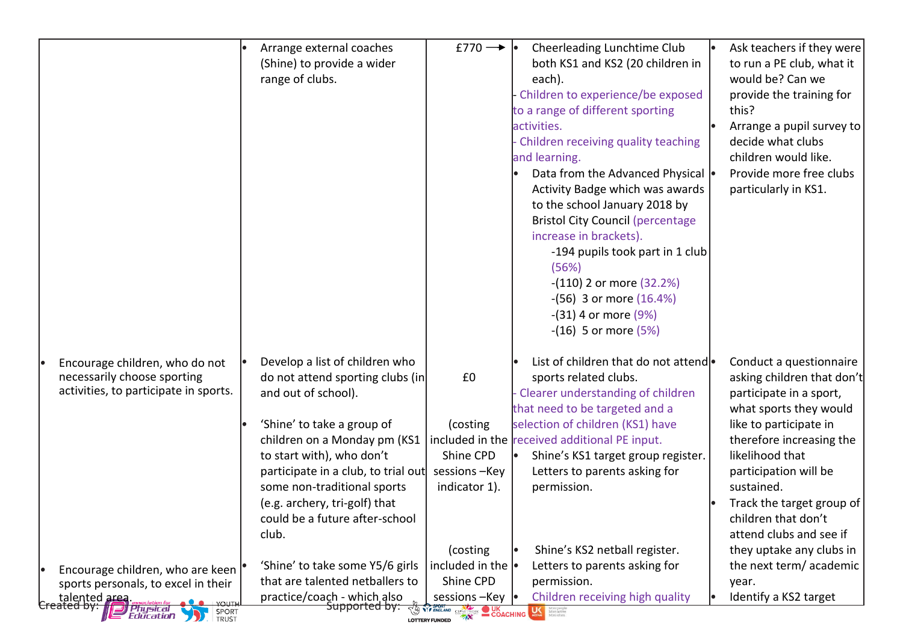| | | | | |
|---|---|---|---|---|
| | • Arrange external coaches (Shine) to provide a wider range of clubs. | £770 → | • Cheerleading Lunchtime Club both KS1 and KS2 (20 children in each).<br>- Children to experience/be exposed to a range of different sporting activities.<br>- Children receiving quality teaching and learning.<br>• Data from the Advanced Physical Activity Badge which was awards to the school January 2018 by Bristol City Council (percentage increase in brackets).<br>-194 pupils took part in 1 club (56%)<br>-(110) 2 or more (32.2%)<br>-(56) 3 or more (16.4%)<br>-(31) 4 or more (9%)<br>-(16) 5 or more (5%) | • Ask teachers if they were to run a PE club, what it would be? Can we provide the training for this?<br>• Arrange a pupil survey to decide what clubs children would like.<br>• Provide more free clubs particularly in KS1. |
| • Encourage children, who do not necessarily choose sporting activities, to participate in sports.<br><br>• Encourage children, who are keen sports personals, to excel in their talented area. | • Develop a list of children who do not attend sporting clubs (in and out of school).<br>• 'Shine' to take a group of children on a Monday pm (KS1 to start with), who don't participate in a club, to trial out some non-traditional sports (e.g. archery, tri-golf) that could be a future after-school club.<br>• 'Shine' to take some Y5/6 girls that are talented netballers to practice/coach - which also | £0<br><br>(costing included in the Shine CPD sessions –Key indicator 1).<br><br>(costing included in the Shine CPD sessions –Key | • List of children that do not attend sports related clubs.<br>- Clearer understanding of children that need to be targeted and a selection of children (KS1) have received additional PE input.<br>• Shine's KS1 target group register. Letters to parents asking for permission.<br>• Shine's KS2 netball register.<br>• Letters to parents asking for permission.<br>• Children receiving high quality | • Conduct a questionnaire asking children that don't participate in a sport, what sports they would like to participate in therefore increasing the likelihood that participation will be sustained.<br>• Track the target group of children that don't attend clubs and see if they uptake any clubs in the next term/ academic year.<br>• Identify a KS2 target |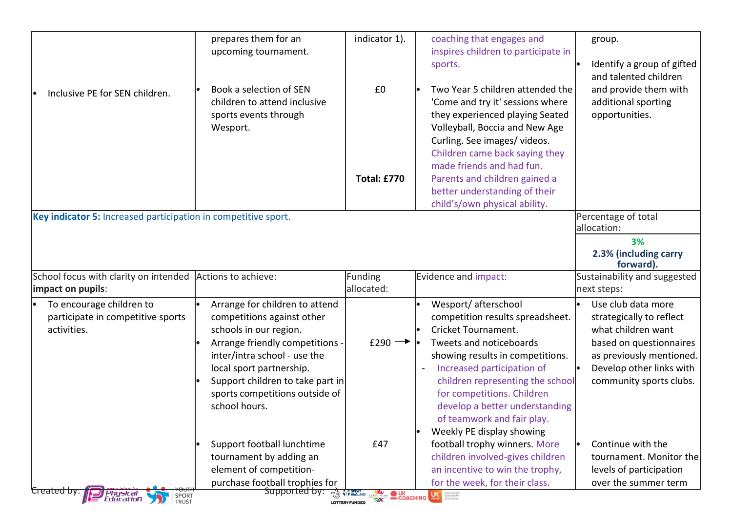| | | | | |
|---|---|---|---|---|
| | prepares them for an upcoming tournament. | indicator 1). | coaching that engages and inspires children to participate in sports. | group. |
| • Inclusive PE for SEN children. | • Book a selection of SEN children to attend inclusive sports events through Wesport. | £0<br><br>**Total: £770** | • Two Year 5 children attended the 'Come and try it' sessions where they experienced playing Seated Volleyball, Boccia and New Age Curling. See images/ videos. Children came back saying they made friends and had fun. Parents and children gained a better understanding of their child's/own physical ability. | • Identify a group of gifted and talented children and provide them with additional sporting opportunities. |

| | | | | |
|---|---|---|---|---|
| **Key indicator 5:** Increased participation in competitive sport. | | | | Percentage of total allocation:<br>**3%**<br>**2.3% (including carry forward).** |
| School focus with clarity on intended **impact on pupils**: | Actions to achieve: | Funding allocated: | Evidence and impact: | Sustainability and suggested next steps: |
| • To encourage children to participate in competitive sports activities. | • Arrange for children to attend competitions against other schools in our region.<br>• Arrange friendly competitions - inter/intra school - use the local sport partnership.<br>• Support children to take part in sports competitions outside of school hours. | £290 → | • Wesport/ afterschool competition results spreadsheet.<br>• Cricket Tournament.<br>• Tweets and noticeboards showing results in competitions.<br>- Increased participation of children representing the school for competitions. Children develop a better understanding of teamwork and fair play. | • Use club data more strategically to reflect what children want based on questionnaires as previously mentioned.<br>• Develop other links with community sports clubs. |
| | • Support football lunchtime tournament by adding an element of competition- purchase football trophies for | £47 | • Weekly PE display showing football trophy winners. More children involved-gives children an incentive to win the trophy, for the week, for their class. | • Continue with the tournament. Monitor the levels of participation over the summer term |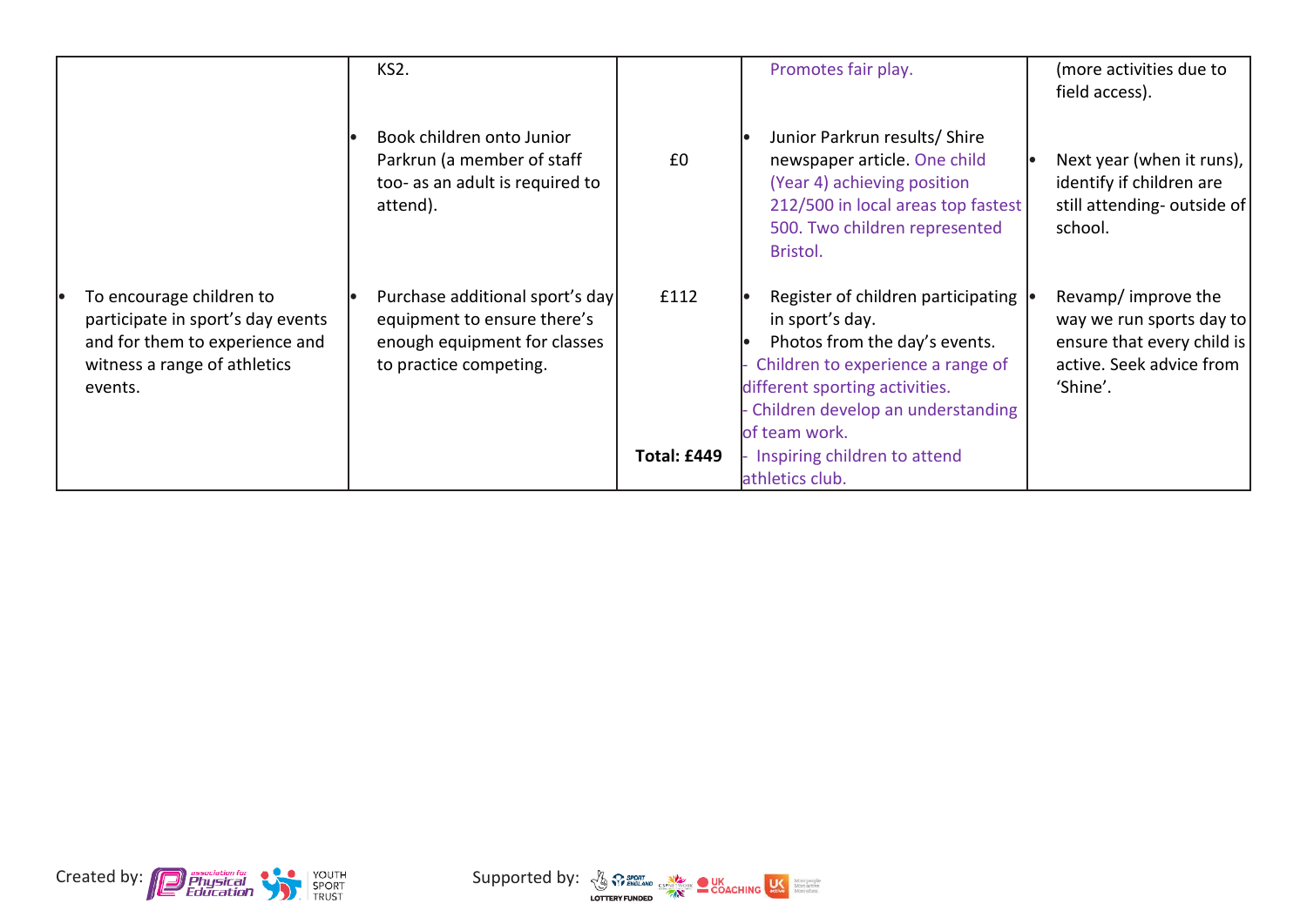| | | | | |
|---|---|---|---|---|
| | KS2. | | Promotes fair play. | (more activities due to field access). |
| | • Book children onto Junior Parkrun (a member of staff too- as an adult is required to attend). | £0 | • Junior Parkrun results/ Shire newspaper article. One child (Year 4) achieving position 212/500 in local areas top fastest 500. Two children represented Bristol. | • Next year (when it runs), identify if children are still attending- outside of school. |
| • To encourage children to participate in sport's day events and for them to experience and witness a range of athletics events. | • Purchase additional sport's day equipment to ensure there's enough equipment for classes to practice competing. | £112<br><br>**Total: £449** | • Register of children participating in sport's day.<br>• Photos from the day's events.<br>- Children to experience a range of different sporting activities.<br>- Children develop an understanding of team work.<br>- Inspiring children to attend athletics club. | • Revamp/ improve the way we run sports day to ensure that every child is active. Seek advice from 'Shine'. |